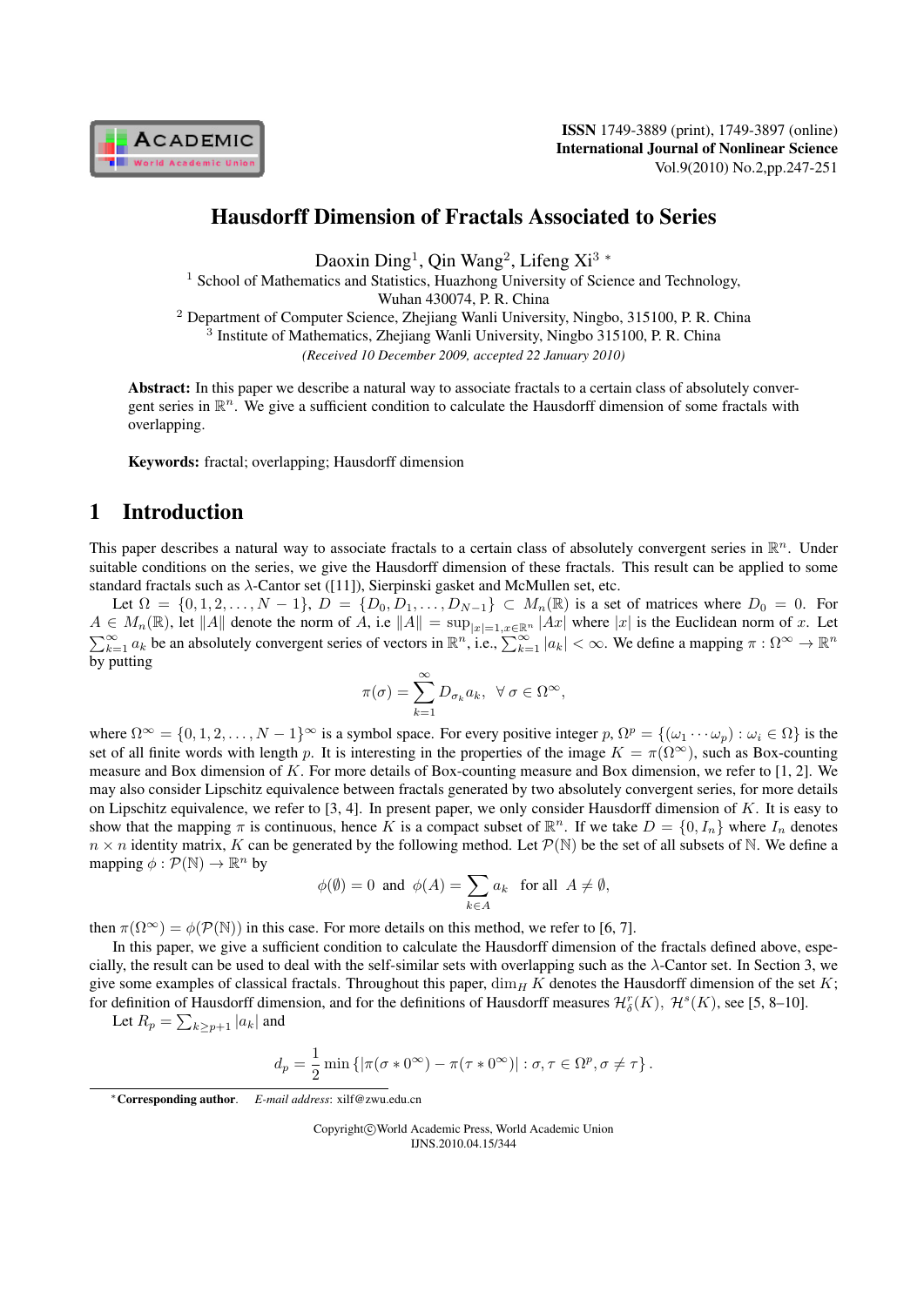# Hausdorff Dimension of Fractals Associated to Series

Daoxin Ding[1], Qin Wang[2], Lifeng Xi[3] *

[1] School of Mathematics and Statistics, Huazhong University of Science and Technology, Wuhan 430074, P. R. China

[2] Department of Computer Science, Zhejiang Wanli University, Ningbo, 315100, P. R. China

[3] Institute of Mathematics, Zhejiang Wanli University, Ningbo 315100, P. R. China

*(Received 10 December 2009, accepted 22 January 2010)*

**Abstract:** In this paper we describe a natural way to associate fractals to a certain class of absolutely convergent series in $\mathbb{R}^n$. We give a sufficient condition to calculate the Hausdorff dimension of some fractals with overlapping.

**Keywords:** fractal; overlapping; Hausdorff dimension

## 1 Introduction

This paper describes a natural way to associate fractals to a certain class of absolutely convergent series in $\mathbb{R}^n$. Under suitable conditions on the series, we give the Hausdorff dimension of these fractals. This result can be applied to some standard fractals such as $\lambda$-Cantor set ([11]), Sierpinski gasket and McMullen set, etc.

Let $\Omega = \{0, 1, 2, \ldots, N-1\}$, $D = \{D_0, D_1, \ldots, D_{N-1}\} \subset M_n(\mathbb{R})$ is a set of matrices where $D_0 = 0$. For $A \in M_n(\mathbb{R})$, let $\|A\|$ denote the norm of $A$, i.e $\|A\| = \sup_{|x|=1, x\in\mathbb{R}^n} |Ax|$ where $|x|$ is the Euclidean norm of $x$. Let $\sum_{k=1}^{\infty} a_k$ be an absolutely convergent series of vectors in $\mathbb{R}^n$, i.e., $\sum_{k=1}^{\infty} |a_k| < \infty$. We define a mapping $\pi : \Omega^\infty \to \mathbb{R}^n$ by putting

$$\pi(\sigma) = \sum_{k=1}^{\infty} D_{\sigma_k} a_k, \ \ \forall \, \sigma \in \Omega^\infty,$$

where $\Omega^\infty = \{0, 1, 2, \ldots, N-1\}^\infty$ is a symbol space. For every positive integer $p$, $\Omega^p = \{(\omega_1 \cdots \omega_p) : \omega_i \in \Omega\}$ is the set of all finite words with length $p$. It is interesting in the properties of the image $K = \pi(\Omega^\infty)$, such as Box-counting measure and Box dimension of $K$. For more details of Box-counting measure and Box dimension, we refer to [1, 2]. We may also consider Lipschitz equivalence between fractals generated by two absolutely convergent series, for more details on Lipschitz equivalence, we refer to [3, 4]. In present paper, we only consider Hausdorff dimension of $K$. It is easy to show that the mapping $\pi$ is continuous, hence $K$ is a compact subset of $\mathbb{R}^n$. If we take $D = \{0, I_n\}$ where $I_n$ denotes $n \times n$ identity matrix, $K$ can be generated by the following method. Let $\mathcal{P}(\mathbb{N})$ be the set of all subsets of $\mathbb{N}$. We define a mapping $\phi : \mathcal{P}(\mathbb{N}) \to \mathbb{R}^n$ by

$$\phi(\emptyset) = 0 \ \text{ and } \ \phi(A) = \sum_{k\in A} a_k \ \text{ for all } \ A \neq \emptyset,$$

then $\pi(\Omega^\infty) = \phi(\mathcal{P}(\mathbb{N}))$ in this case. For more details on this method, we refer to [6, 7].

In this paper, we give a sufficient condition to calculate the Hausdorff dimension of the fractals defined above, especially, the result can be used to deal with the self-similar sets with overlapping such as the $\lambda$-Cantor set. In Section 3, we give some examples of classical fractals. Throughout this paper, $\dim_H K$ denotes the Hausdorff dimension of the set $K$; for definition of Hausdorff dimension, and for the definitions of Hausdorff measures $\mathcal{H}^r_\delta(K)$, $\mathcal{H}^s(K)$, see [5, 8–10].

Let $R_p = \sum_{k\geq p+1} |a_k|$ and

$$d_p = \frac{1}{2}\min\left\{|\pi(\sigma * 0^\infty) - \pi(\tau * 0^\infty)| : \sigma, \tau \in \Omega^p, \sigma \neq \tau\right\}.$$

*Corresponding author. *E-mail address*: xilf@zwu.edu.cn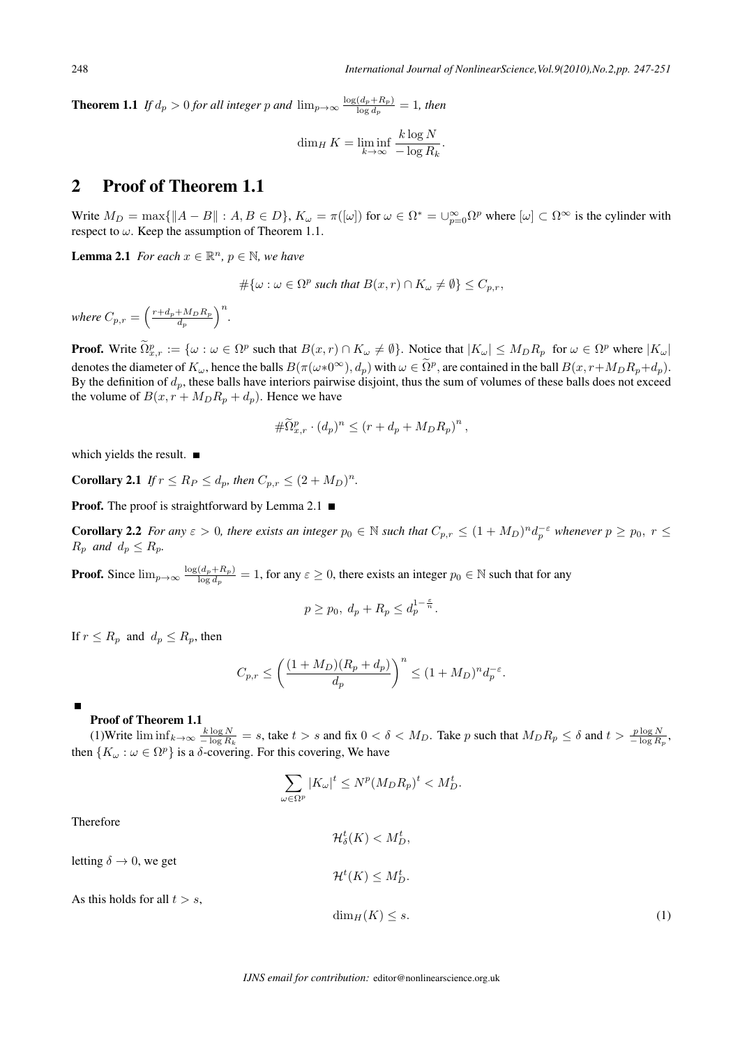**Theorem 1.1** *If $d_p > 0$ for all integer $p$ and $\lim_{p\to\infty} \frac{\log(d_p+R_p)}{\log d_p} = 1$, then*

$$\dim_H K = \liminf_{k\to\infty} \frac{k \log N}{-\log R_k}.$$

## 2 Proof of Theorem 1.1

Write $M_D = \max\{\|A - B\| : A, B \in D\}$, $K_\omega = \pi([\omega])$ for $\omega \in \Omega^* = \cup_{p=0}^{\infty}\Omega^p$ where $[\omega] \subset \Omega^\infty$ is the cylinder with respect to $\omega$. Keep the assumption of Theorem 1.1.

**Lemma 2.1** *For each $x \in \mathbb{R}^n$, $p \in \mathbb{N}$, we have*

$$\#\{\omega : \omega \in \Omega^p \text{ such that } B(x,r) \cap K_\omega \neq \emptyset\} \leq C_{p,r},$$

*where $C_{p,r} = \left(\frac{r+d_p+M_D R_p}{d_p}\right)^n$.*

**Proof.** Write $\widetilde{\Omega}^p_{x,r} := \{\omega : \omega \in \Omega^p \text{ such that } B(x,r) \cap K_\omega \neq \emptyset\}$. Notice that $|K_\omega| \leq M_D R_p$ for $\omega \in \Omega^p$ where $|K_\omega|$ denotes the diameter of $K_\omega$, hence the balls $B(\pi(\omega*0^\infty), d_p)$ with $\omega \in \widetilde{\Omega}^p$, are contained in the ball $B(x, r+M_D R_p+d_p)$. By the definition of $d_p$, these balls have interiors pairwise disjoint, thus the sum of volumes of these balls does not exceed the volume of $B(x, r + M_D R_p + d_p)$. Hence we have

$$\#\widetilde{\Omega}^p_{x,r} \cdot (d_p)^n \leq (r + d_p + M_D R_p)^n,$$

which yields the result. ■

**Corollary 2.1** *If $r \leq R_P \leq d_p$, then $C_{p,r} \leq (2 + M_D)^n$.*

**Proof.** The proof is straightforward by Lemma 2.1 ■

**Corollary 2.2** *For any $\varepsilon > 0$, there exists an integer $p_0 \in \mathbb{N}$ such that $C_{p,r} \leq (1 + M_D)^n d_p^{-\varepsilon}$ whenever $p \geq p_0$, $r \leq R_p$ and $d_p \leq R_p$.*

**Proof.** Since $\lim_{p\to\infty} \frac{\log(d_p+R_p)}{\log d_p} = 1$, for any $\varepsilon \geq 0$, there exists an integer $p_0 \in \mathbb{N}$ such that for any

$$p \geq p_0,\ d_p + R_p \leq d_p^{1-\frac{\varepsilon}{n}}.$$

If $r \leq R_p$ and $d_p \leq R_p$, then

$$C_{p,r} \leq \left(\frac{(1 + M_D)(R_p + d_p)}{d_p}\right)^n \leq (1 + M_D)^n d_p^{-\varepsilon}.$$

■

**Proof of Theorem 1.1**

(1)Write $\liminf_{k\to\infty} \frac{k \log N}{-\log R_k} = s$, take $t > s$ and fix $0 < \delta < M_D$. Take $p$ such that $M_D R_p \leq \delta$ and $t > \frac{p \log N}{-\log R_p}$, then $\{K_\omega : \omega \in \Omega^p\}$ is a $\delta$-covering. For this covering, We have

$$\sum_{\omega\in\Omega^p} |K_\omega|^t \leq N^p (M_D R_p)^t < M_D^t.$$

Therefore

$$\mathcal{H}^t_\delta(K) < M_D^t,$$

letting $\delta \to 0$, we get

$$\mathcal{H}^t(K) \leq M_D^t.$$

As this holds for all $t > s$,

$$\dim_H(K) \leq s. \tag{1}$$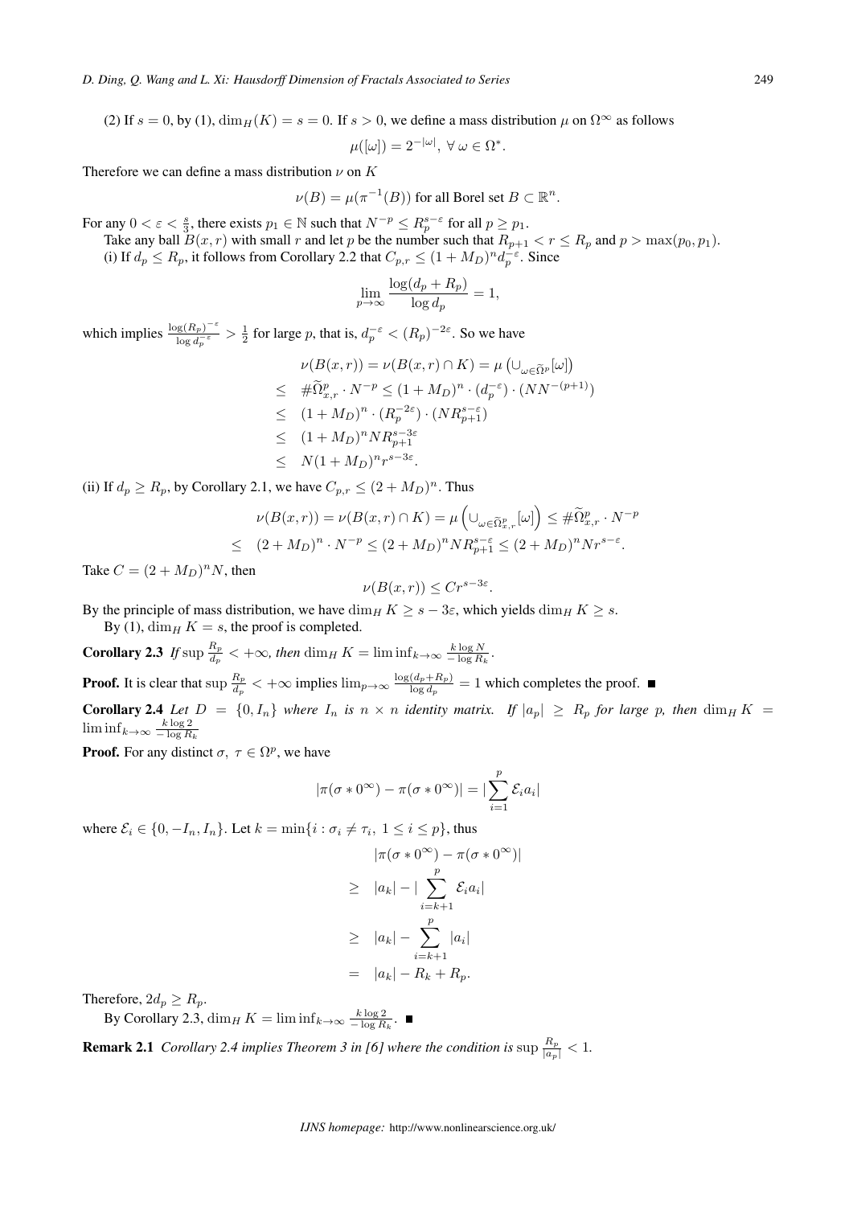(2) If $s = 0$, by (1), $\dim_H(K) = s = 0$. If $s > 0$, we define a mass distribution $\mu$ on $\Omega^\infty$ as follows

$$\mu([\omega]) = 2^{-|\omega|}, \ \forall\, \omega \in \Omega^*.$$

Therefore we can define a mass distribution $\nu$ on $K$

$$\nu(B) = \mu(\pi^{-1}(B)) \text{ for all Borel set } B \subset \mathbb{R}^n.$$

For any $0 < \varepsilon < \frac{s}{3}$, there exists $p_1 \in \mathbb{N}$ such that $N^{-p} \leq R_p^{s-\varepsilon}$ for all $p \geq p_1$.

Take any ball $B(x, r)$ with small $r$ and let $p$ be the number such that $R_{p+1} < r \leq R_p$ and $p > \max(p_0, p_1)$.

(i) If $d_p \leq R_p$, it follows from Corollary 2.2 that $C_{p,r} \leq (1 + M_D)^n d_p^{-\varepsilon}$. Since

$$\lim_{p\to\infty} \frac{\log(d_p + R_p)}{\log d_p} = 1,$$

which implies $\frac{\log(R_p)^{-\varepsilon}}{\log d_p^{-\varepsilon}} > \frac{1}{2}$ for large $p$, that is, $d_p^{-\varepsilon} < (R_p)^{-2\varepsilon}$. So we have

$$\begin{aligned}
\nu(B(x,r)) &= \nu(B(x,r) \cap K) = \mu\left(\cup_{\omega\in\widetilde{\Omega}^p}[\omega]\right) \\
&\leq \#\widetilde{\Omega}^p_{x,r} \cdot N^{-p} \leq (1 + M_D)^n \cdot (d_p^{-\varepsilon}) \cdot (NN^{-(p+1)}) \\
&\leq (1 + M_D)^n \cdot (R_p^{-2\varepsilon}) \cdot (NR_{p+1}^{s-\varepsilon}) \\
&\leq (1 + M_D)^n N R_{p+1}^{s-3\varepsilon} \\
&\leq N(1 + M_D)^n r^{s-3\varepsilon}.
\end{aligned}$$

(ii) If $d_p \geq R_p$, by Corollary 2.1, we have $C_{p,r} \leq (2 + M_D)^n$. Thus

$$\begin{aligned}
\nu(B(x,r)) &= \nu(B(x,r) \cap K) = \mu\left(\cup_{\omega\in\widetilde{\Omega}^p_{x,r}}[\omega]\right) \leq \#\widetilde{\Omega}^p_{x,r} \cdot N^{-p} \\
&\leq (2 + M_D)^n \cdot N^{-p} \leq (2 + M_D)^n N R_{p+1}^{s-\varepsilon} \leq (2 + M_D)^n N r^{s-\varepsilon}.
\end{aligned}$$

Take $C = (2 + M_D)^n N$, then

$$\nu(B(x,r)) \leq C r^{s-3\varepsilon}.$$

By the principle of mass distribution, we have $\dim_H K \geq s - 3\varepsilon$, which yields $\dim_H K \geq s$.

By (1), $\dim_H K = s$, the proof is completed.

**Corollary 2.3** *If* $\sup \frac{R_p}{d_p} < +\infty$*, then* $\dim_H K = \liminf_{k\to\infty} \frac{k \log N}{-\log R_k}$.

**Proof.** It is clear that $\sup \frac{R_p}{d_p} < +\infty$ implies $\lim_{p\to\infty} \frac{\log(d_p+R_p)}{\log d_p} = 1$ which completes the proof. ■

**Corollary 2.4** *Let* $D = \{0, I_n\}$ *where* $I_n$ *is* $n \times n$ *identity matrix. If* $|a_p| \geq R_p$ *for large* $p$*, then* $\dim_H K = \liminf_{k\to\infty} \frac{k \log 2}{-\log R_k}$

**Proof.** For any distinct $\sigma,\ \tau \in \Omega^p$, we have

$$|\pi(\sigma * 0^\infty) - \pi(\sigma * 0^\infty)| = |\sum_{i=1}^{p} \mathcal{E}_i a_i|$$

where $\mathcal{E}_i \in \{0, -I_n, I_n\}$. Let $k = \min\{i : \sigma_i \neq \tau_i,\ 1 \leq i \leq p\}$, thus

$$\begin{aligned}
&|\pi(\sigma * 0^\infty) - \pi(\sigma * 0^\infty)| \\
\geq\ & |a_k| - |\sum_{i=k+1}^{p} \mathcal{E}_i a_i| \\
\geq\ & |a_k| - \sum_{i=k+1}^{p} |a_i| \\
=\ & |a_k| - R_k + R_p.
\end{aligned}$$

Therefore, $2d_p \geq R_p$.

By Corollary 2.3, $\dim_H K = \liminf_{k\to\infty} \frac{k \log 2}{-\log R_k}$. ■

**Remark 2.1** *Corollary 2.4 implies Theorem 3 in [6] where the condition is* $\sup \frac{R_p}{|a_p|} < 1$.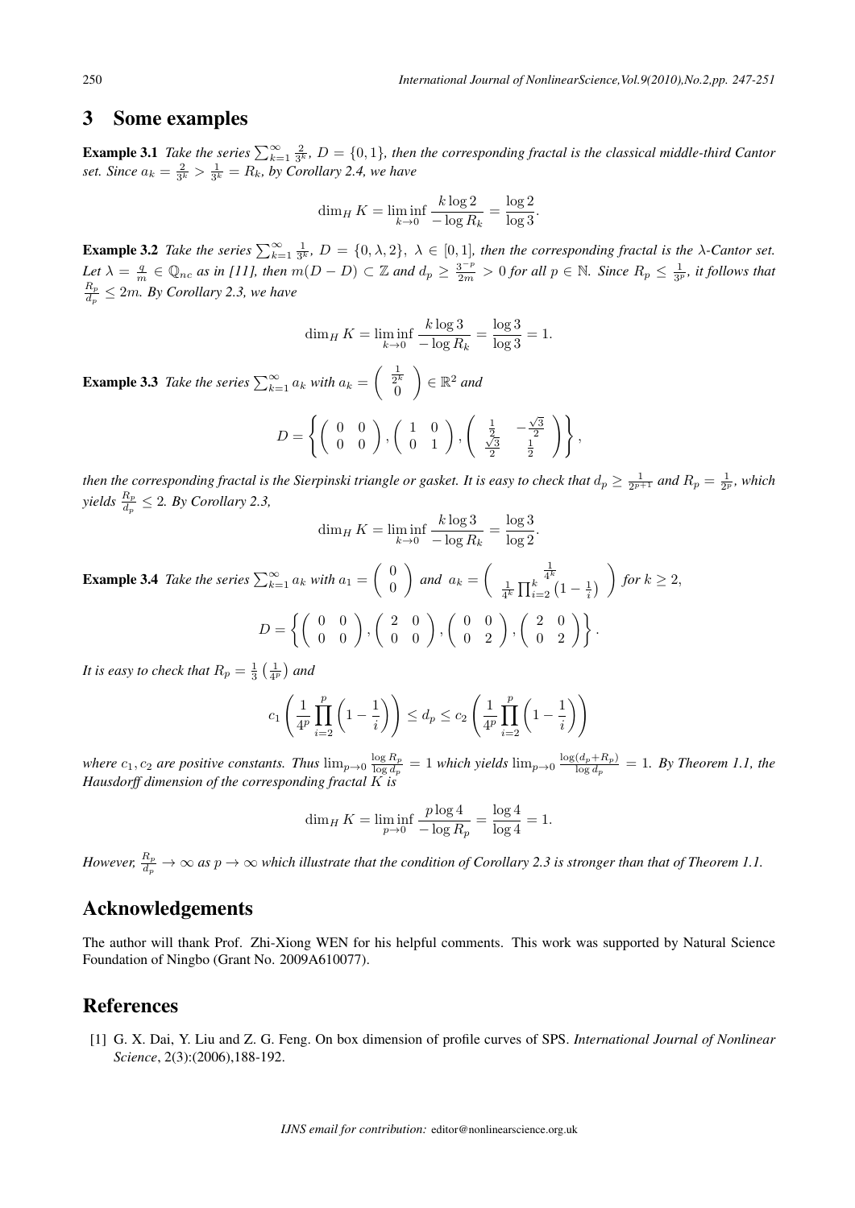## 3 Some examples

**Example 3.1** *Take the series $\sum_{k=1}^{\infty} \frac{2}{3^k}$, $D = \{0, 1\}$, then the corresponding fractal is the classical middle-third Cantor set. Since $a_k = \frac{2}{3^k} > \frac{1}{3^k} = R_k$, by Corollary 2.4, we have*

$$\dim_H K = \liminf_{k \to 0} \frac{k \log 2}{-\log R_k} = \frac{\log 2}{\log 3}.$$

**Example 3.2** *Take the series $\sum_{k=1}^{\infty} \frac{1}{3^k}$, $D = \{0, \lambda, 2\}$, $\lambda \in [0, 1]$, then the corresponding fractal is the $\lambda$-Cantor set. Let $\lambda = \frac{q}{m} \in \mathbb{Q}_{nc}$ as in [11], then $m(D - D) \subset \mathbb{Z}$ and $d_p \geq \frac{3^{-p}}{2m} > 0$ for all $p \in \mathbb{N}$. Since $R_p \leq \frac{1}{3^p}$, it follows that $\frac{R_p}{d_p} \leq 2m$. By Corollary 2.3, we have*

$$\dim_H K = \liminf_{k \to 0} \frac{k \log 3}{-\log R_k} = \frac{\log 3}{\log 3} = 1.$$

**Example 3.3** *Take the series $\sum_{k=1}^{\infty} a_k$ with $a_k = \begin{pmatrix} \frac{1}{2^k} \\ 0 \end{pmatrix} \in \mathbb{R}^2$ and*

$$D = \left\{ \begin{pmatrix} 0 & 0 \\ 0 & 0 \end{pmatrix}, \begin{pmatrix} 1 & 0 \\ 0 & 1 \end{pmatrix}, \begin{pmatrix} \frac{1}{2} & -\frac{\sqrt{3}}{2} \\ \frac{\sqrt{3}}{2} & \frac{1}{2} \end{pmatrix} \right\},$$

*then the corresponding fractal is the Sierpinski triangle or gasket. It is easy to check that $d_p \geq \frac{1}{2^{p+1}}$ and $R_p = \frac{1}{2^p}$, which yields $\frac{R_p}{d_p} \leq 2$. By Corollary 2.3,*

$$\dim_H K = \liminf_{k \to 0} \frac{k \log 3}{-\log R_k} = \frac{\log 3}{\log 2}.$$

**Example 3.4** *Take the series $\sum_{k=1}^{\infty} a_k$ with $a_1 = \begin{pmatrix} 0 \\ 0 \end{pmatrix}$ and $a_k = \begin{pmatrix} \frac{1}{4^k} \\ \frac{1}{4^k} \prod_{i=2}^{k} \left(1 - \frac{1}{i}\right) \end{pmatrix}$ for $k \geq 2$,*

$$D = \left\{ \begin{pmatrix} 0 & 0 \\ 0 & 0 \end{pmatrix}, \begin{pmatrix} 2 & 0 \\ 0 & 0 \end{pmatrix}, \begin{pmatrix} 0 & 0 \\ 0 & 2 \end{pmatrix}, \begin{pmatrix} 2 & 0 \\ 0 & 2 \end{pmatrix} \right\}.$$

*It is easy to check that $R_p = \frac{1}{3} \left( \frac{1}{4^p} \right)$ and*

$$c_1 \left( \frac{1}{4^p} \prod_{i=2}^{p} \left( 1 - \frac{1}{i} \right) \right) \leq d_p \leq c_2 \left( \frac{1}{4^p} \prod_{i=2}^{p} \left( 1 - \frac{1}{i} \right) \right)$$

*where $c_1, c_2$ are positive constants. Thus $\lim_{p \to 0} \frac{\log R_p}{\log d_p} = 1$ which yields $\lim_{p \to 0} \frac{\log(d_p + R_p)}{\log d_p} = 1$. By Theorem 1.1, the Hausdorff dimension of the corresponding fractal $K$ is*

$$\dim_H K = \liminf_{p \to 0} \frac{p \log 4}{-\log R_p} = \frac{\log 4}{\log 4} = 1.$$

*However, $\frac{R_p}{d_p} \to \infty$ as $p \to \infty$ which illustrate that the condition of Corollary 2.3 is stronger than that of Theorem 1.1.*

## Acknowledgements

The author will thank Prof. Zhi-Xiong WEN for his helpful comments. This work was supported by Natural Science Foundation of Ningbo (Grant No. 2009A610077).

## References

[1] G. X. Dai, Y. Liu and Z. G. Feng. On box dimension of profile curves of SPS. *International Journal of Nonlinear Science*, 2(3):(2006),188-192.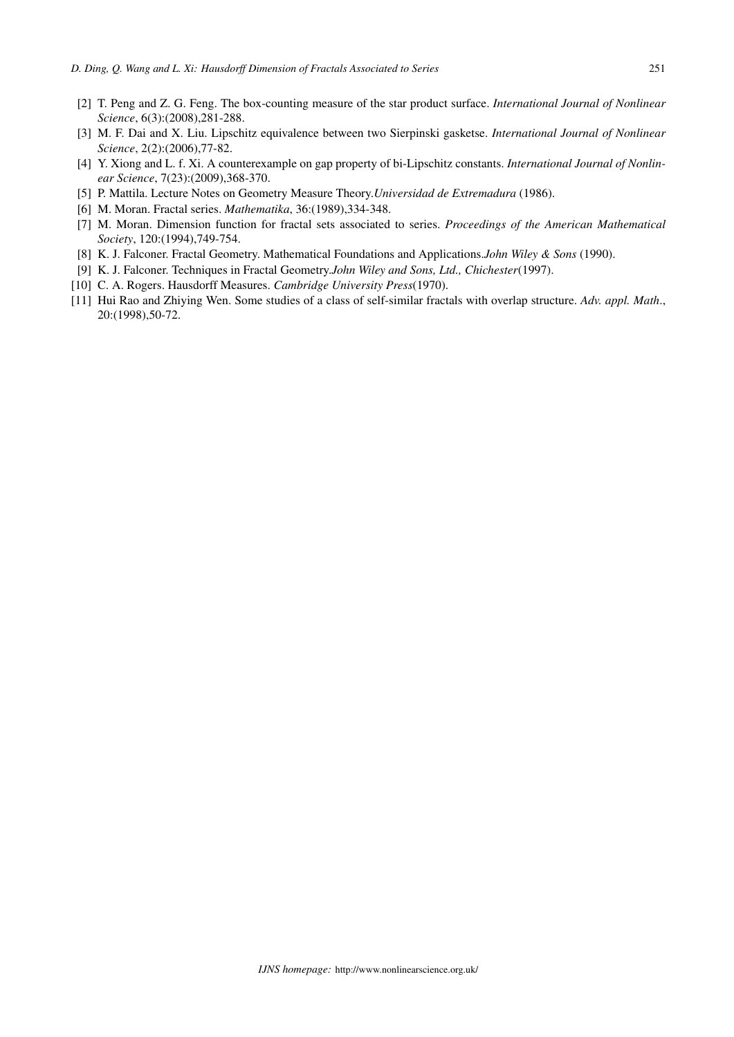[2] T. Peng and Z. G. Feng. The box-counting measure of the star product surface. *International Journal of Nonlinear Science*, 6(3):(2008),281-288.

[3] M. F. Dai and X. Liu. Lipschitz equivalence between two Sierpinski gasketse. *International Journal of Nonlinear Science*, 2(2):(2006),77-82.

[4] Y. Xiong and L. f. Xi. A counterexample on gap property of bi-Lipschitz constants. *International Journal of Nonlinear Science*, 7(23):(2009),368-370.

[5] P. Mattila. Lecture Notes on Geometry Measure Theory.*Universidad de Extremadura* (1986).

[6] M. Moran. Fractal series. *Mathematika*, 36:(1989),334-348.

[7] M. Moran. Dimension function for fractal sets associated to series. *Proceedings of the American Mathematical Society*, 120:(1994),749-754.

[8] K. J. Falconer. Fractal Geometry. Mathematical Foundations and Applications.*John Wiley & Sons* (1990).

[9] K. J. Falconer. Techniques in Fractal Geometry.*John Wiley and Sons, Ltd., Chichester*(1997).

[10] C. A. Rogers. Hausdorff Measures. *Cambridge University Press*(1970).

[11] Hui Rao and Zhiying Wen. Some studies of a class of self-similar fractals with overlap structure. *Adv. appl. Math*., 20:(1998),50-72.